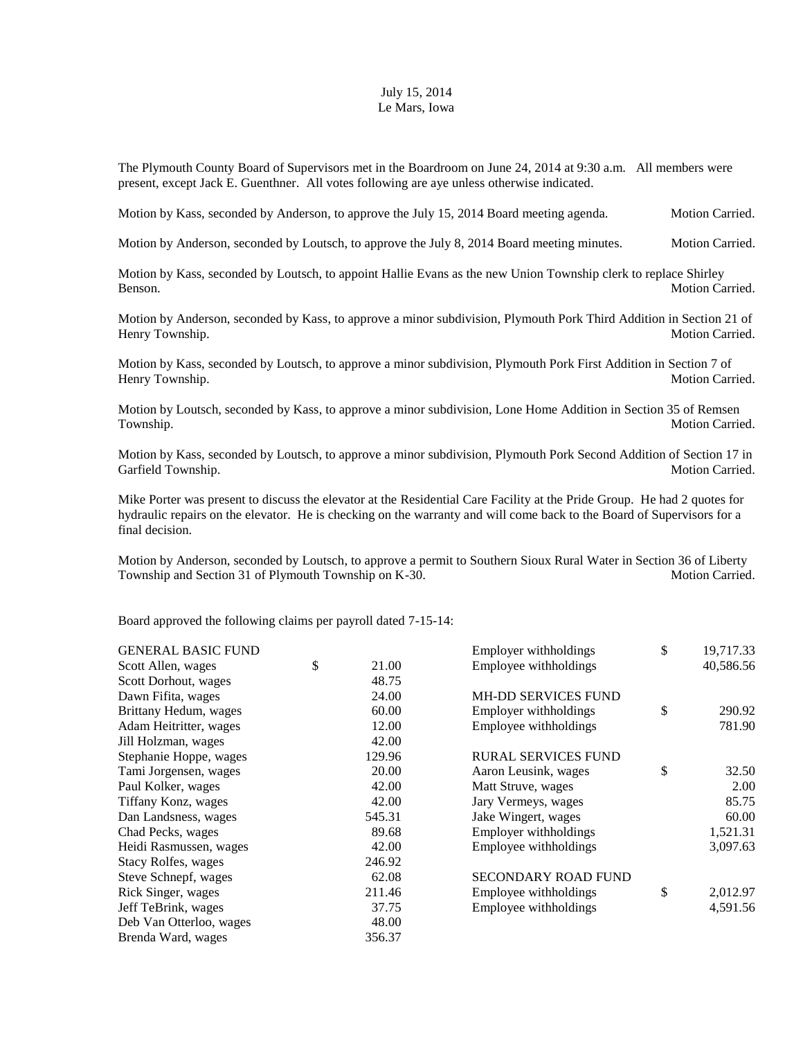July 15, 2014
Le Mars, Iowa

The Plymouth County Board of Supervisors met in the Boardroom on June 24, 2014 at 9:30 a.m. All members were present, except Jack E. Guenthner. All votes following are aye unless otherwise indicated.

Motion by Kass, seconded by Anderson, to approve the July 15, 2014 Board meeting agenda. Motion Carried.

Motion by Anderson, seconded by Loutsch, to approve the July 8, 2014 Board meeting minutes. Motion Carried.

Motion by Kass, seconded by Loutsch, to appoint Hallie Evans as the new Union Township clerk to replace Shirley Benson. Motion Carried.

Motion by Anderson, seconded by Kass, to approve a minor subdivision, Plymouth Pork Third Addition in Section 21 of Henry Township. Motion Carried.

Motion by Kass, seconded by Loutsch, to approve a minor subdivision, Plymouth Pork First Addition in Section 7 of Henry Township. Motion Carried.

Motion by Loutsch, seconded by Kass, to approve a minor subdivision, Lone Home Addition in Section 35 of Remsen Township. Motion Carried.

Motion by Kass, seconded by Loutsch, to approve a minor subdivision, Plymouth Pork Second Addition of Section 17 in Garfield Township. Motion Carried.

Mike Porter was present to discuss the elevator at the Residential Care Facility at the Pride Group. He had 2 quotes for hydraulic repairs on the elevator. He is checking on the warranty and will come back to the Board of Supervisors for a final decision.

Motion by Anderson, seconded by Loutsch, to approve a permit to Southern Sioux Rural Water in Section 36 of Liberty Township and Section 31 of Plymouth Township on K-30. Motion Carried.

Board approved the following claims per payroll dated 7-15-14:

| GENERAL BASIC FUND | |
|---|---|
| Scott Allen, wages | $ 21.00 |
| Scott Dorhout, wages | 48.75 |
| Dawn Fifita, wages | 24.00 |
| Brittany Hedum, wages | 60.00 |
| Adam Heitritter, wages | 12.00 |
| Jill Holzman, wages | 42.00 |
| Stephanie Hoppe, wages | 129.96 |
| Tami Jorgensen, wages | 20.00 |
| Paul Kolker, wages | 42.00 |
| Tiffany Konz, wages | 42.00 |
| Dan Landsness, wages | 545.31 |
| Chad Pecks, wages | 89.68 |
| Heidi Rasmussen, wages | 42.00 |
| Stacy Rolfes, wages | 246.92 |
| Steve Schnepf, wages | 62.08 |
| Rick Singer, wages | 211.46 |
| Jeff TeBrink, wages | 37.75 |
| Deb Van Otterloo, wages | 48.00 |
| Brenda Ward, wages | 356.37 |
| Employer withholdings | $ 19,717.33 |
| Employee withholdings | 40,586.56 |
| **MH-DD SERVICES FUND** | |
| Employer withholdings | $ 290.92 |
| Employee withholdings | 781.90 |
| **RURAL SERVICES FUND** | |
| Aaron Leusink, wages | $ 32.50 |
| Matt Struve, wages | 2.00 |
| Jary Vermeys, wages | 85.75 |
| Jake Wingert, wages | 60.00 |
| Employer withholdings | 1,521.31 |
| Employee withholdings | 3,097.63 |
| **SECONDARY ROAD FUND** | |
| Employee withholdings | $ 2,012.97 |
| Employee withholdings | 4,591.56 |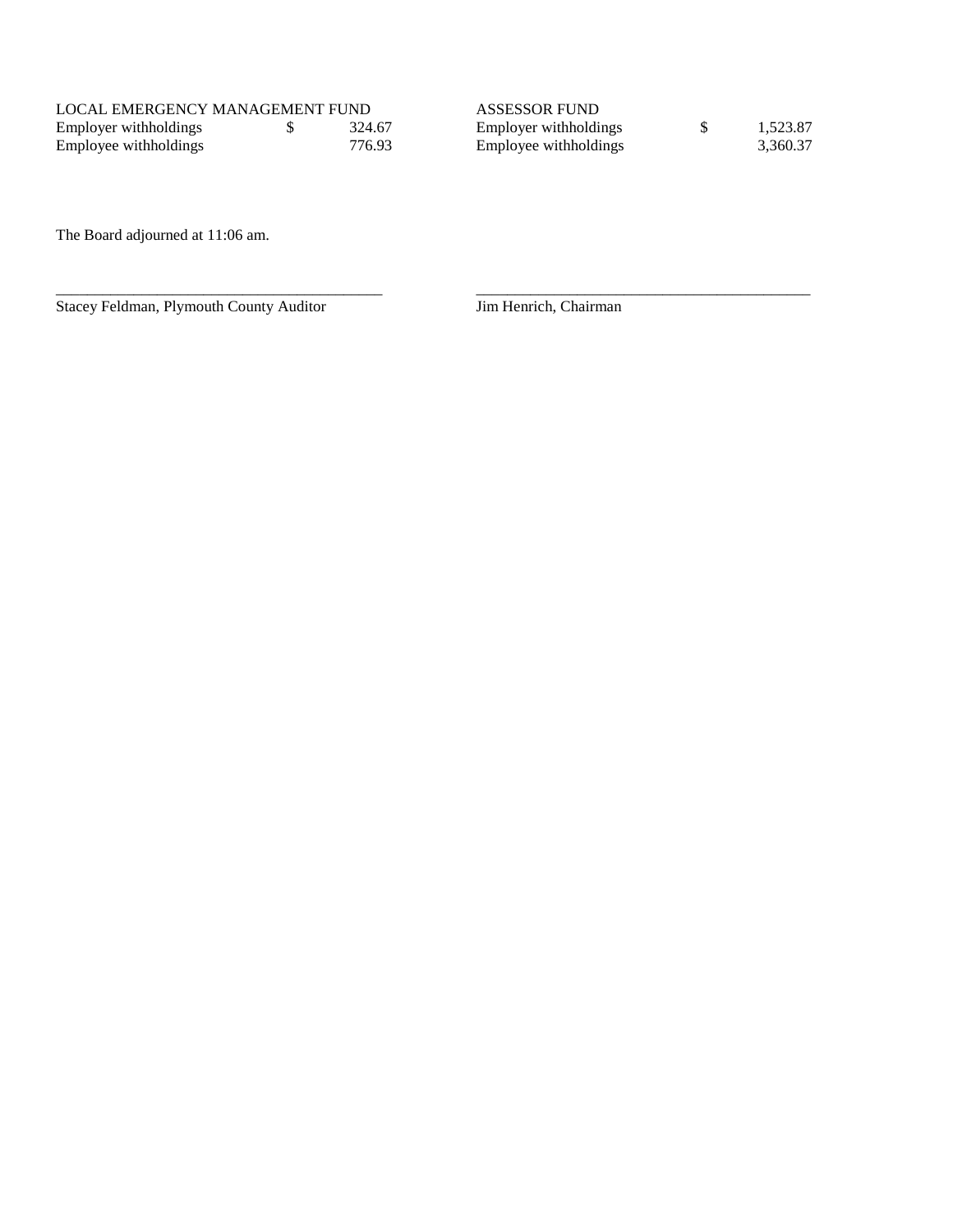| LOCAL EMERGENCY MANAGEMENT FUND | | |
|---|---|---|
| Employer withholdings | $ | 324.67 |
| Employee withholdings | | 776.93 |

| ASSESSOR FUND | | |
|---|---|---|
| Employer withholdings | $ | 1,523.87 |
| Employee withholdings | | 3,360.37 |

The Board adjourned at 11:06 am.

\_\_\_\_\_\_\_\_\_\_\_\_\_\_\_\_\_\_\_\_\_\_\_\_\_\_\_\_\_\_\_\_\_\_\_\_\_\_\_\_\_\_
Stacey Feldman, Plymouth County Auditor

\_\_\_\_\_\_\_\_\_\_\_\_\_\_\_\_\_\_\_\_\_\_\_\_\_\_\_\_\_\_\_\_\_\_\_\_\_\_\_\_\_\_
Jim Henrich, Chairman